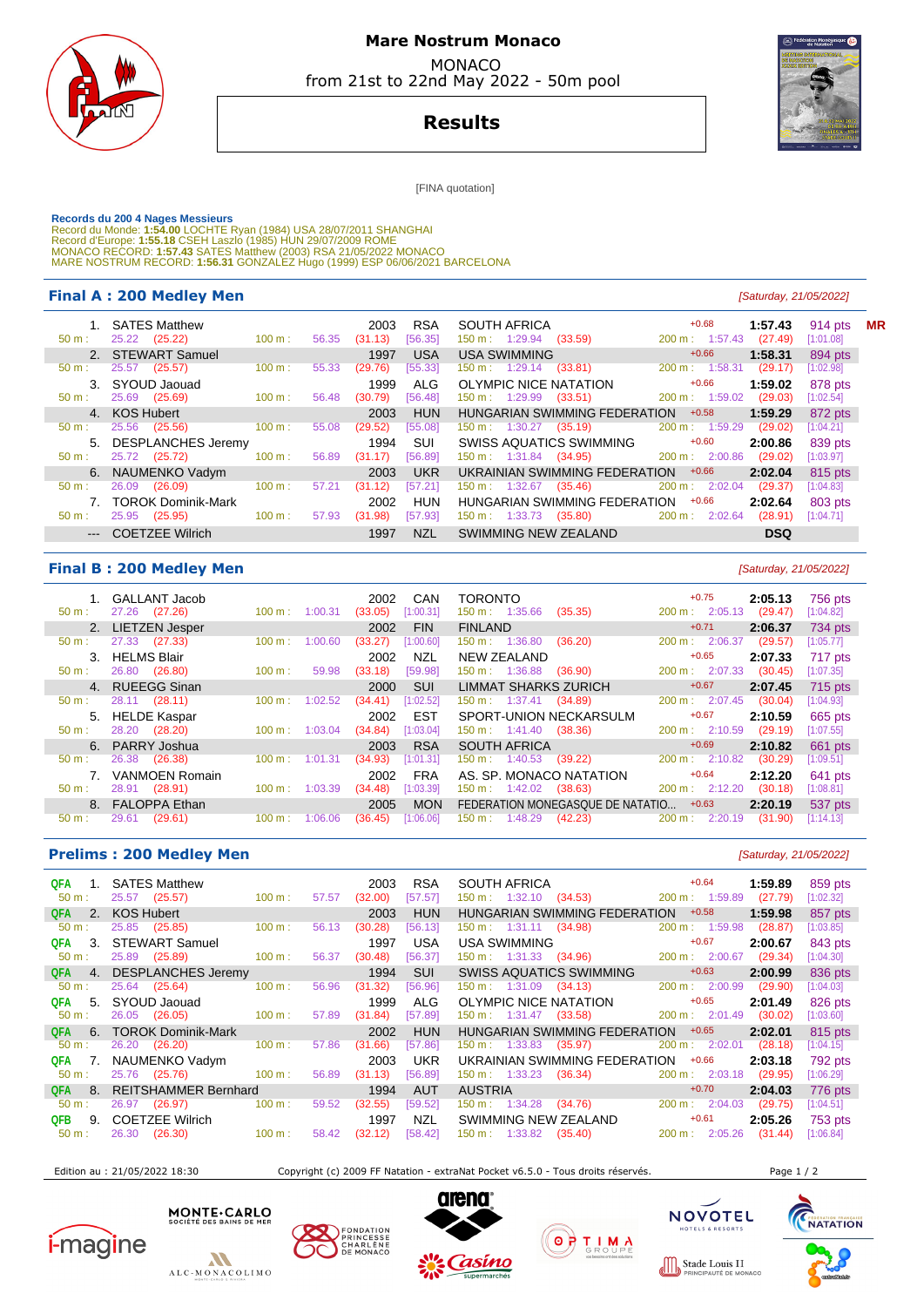# Mare Nostrum Monaco

MONACO
from 21st to 22nd May 2022 - 50m pool

## Results

[FINA quotation]

**Records du 200 4 Nages Messieurs**
Record du Monde: **1:54.00** LOCHTE Ryan (1984) USA 28/07/2011 SHANGHAI
Record d'Europe: **1:55.18** CSEH Laszlo (1985) HUN 29/07/2009 ROME
MONACO RECORD: **1:57.43** SATES Matthew (2003) RSA 21/05/2022 MONACO
MARE NOSTRUM RECORD: **1:56.31** GONZALEZ Hugo (1999) ESP 06/06/2021 BARCELONA

## Final A : 200 Medley Men

*[Saturday, 21/05/2022]*

| Rank | Name | YB | Nat | Club | RT | Time | Points | |
|---|---|---|---|---|---|---|---|---|
| 1. | SATES Matthew | 2003 | RSA | SOUTH AFRICA | +0.68 | 1:57.43 | 914 pts | MR |
| | 50 m : 25.22 (25.22) | 100 m : 56.35 (31.13) [56.35] | | 150 m : 1:29.94 (33.59) | | 200 m : 1:57.43 (27.49) [1:01.08] | | |
| 2. | STEWART Samuel | 1997 | USA | USA SWIMMING | +0.66 | 1:58.31 | 894 pts | |
| | 50 m : 25.57 (25.57) | 100 m : 55.33 (29.76) [55.33] | | 150 m : 1:29.14 (33.81) | | 200 m : 1:58.31 (29.17) [1:02.98] | | |
| 3. | SYOUD Jaouad | 1999 | ALG | OLYMPIC NICE NATATION | +0.66 | 1:59.02 | 878 pts | |
| | 50 m : 25.69 (25.69) | 100 m : 56.48 (30.79) [56.48] | | 150 m : 1:29.99 (33.51) | | 200 m : 1:59.02 (29.03) [1:02.54] | | |
| 4. | KOS Hubert | 2003 | HUN | HUNGARIAN SWIMMING FEDERATION | +0.58 | 1:59.29 | 872 pts | |
| | 50 m : 25.56 (25.56) | 100 m : 55.08 (29.52) [55.08] | | 150 m : 1:30.27 (35.19) | | 200 m : 1:59.29 (29.02) [1:04.21] | | |
| 5. | DESPLANCHES Jeremy | 1994 | SUI | SWISS AQUATICS SWIMMING | +0.60 | 2:00.86 | 839 pts | |
| | 50 m : 25.72 (25.72) | 100 m : 56.89 (31.17) [56.89] | | 150 m : 1:31.84 (34.95) | | 200 m : 2:00.86 (29.02) [1:03.97] | | |
| 6. | NAUMENKO Vadym | 2003 | UKR | UKRAINIAN SWIMMING FEDERATION | +0.66 | 2:02.04 | 815 pts | |
| | 50 m : 26.09 (26.09) | 100 m : 57.21 (31.12) [57.21] | | 150 m : 1:32.67 (35.46) | | 200 m : 2:02.04 (29.37) [1:04.83] | | |
| 7. | TOROK Dominik-Mark | 2002 | HUN | HUNGARIAN SWIMMING FEDERATION | +0.66 | 2:02.64 | 803 pts | |
| | 50 m : 25.95 (25.95) | 100 m : 57.93 (31.98) [57.93] | | 150 m : 1:33.73 (35.80) | | 200 m : 2:02.64 (28.91) [1:04.71] | | |
| --- | COETZEE Wilrich | 1997 | NZL | SWIMMING NEW ZEALAND | | DSQ | | |

## Final B : 200 Medley Men

*[Saturday, 21/05/2022]*

| Rank | Name | YB | Nat | Club | RT | Time | Points |
|---|---|---|---|---|---|---|---|
| 1. | GALLANT Jacob | 2002 | CAN | TORONTO | +0.75 | 2:05.13 | 756 pts |
| | 50 m : 27.26 (27.26) | 100 m : 1:00.31 (33.05) [1:00.31] | | 150 m : 1:35.66 (35.35) | | 200 m : 2:05.13 (29.47) [1:04.82] | |
| 2. | LIETZEN Jesper | 2002 | FIN | FINLAND | +0.71 | 2:06.37 | 734 pts |
| | 50 m : 27.33 (27.33) | 100 m : 1:00.60 (33.27) [1:00.60] | | 150 m : 1:36.80 (36.20) | | 200 m : 2:06.37 (29.57) [1:05.77] | |
| 3. | HELMS Blair | 2002 | NZL | NEW ZEALAND | +0.65 | 2:07.33 | 717 pts |
| | 50 m : 26.80 (26.80) | 100 m : 59.98 (33.18) [59.98] | | 150 m : 1:36.88 (36.90) | | 200 m : 2:07.33 (30.45) [1:07.35] | |
| 4. | RUEEGG Sinan | 2000 | SUI | LIMMAT SHARKS ZURICH | +0.67 | 2:07.45 | 715 pts |
| | 50 m : 28.11 (28.11) | 100 m : 1:02.52 (34.41) [1:02.52] | | 150 m : 1:37.41 (34.89) | | 200 m : 2:07.45 (30.04) [1:04.93] | |
| 5. | HELDE Kaspar | 2002 | EST | SPORT-UNION NECKARSULM | +0.67 | 2:10.59 | 665 pts |
| | 50 m : 28.20 (28.20) | 100 m : 1:03.04 (34.84) [1:03.04] | | 150 m : 1:41.40 (38.36) | | 200 m : 2:10.59 (29.19) [1:07.55] | |
| 6. | PARRY Joshua | 2003 | RSA | SOUTH AFRICA | +0.69 | 2:10.82 | 661 pts |
| | 50 m : 26.38 (26.38) | 100 m : 1:01.31 (34.93) [1:01.31] | | 150 m : 1:40.53 (39.22) | | 200 m : 2:10.82 (30.29) [1:09.51] | |
| 7. | VANMOEN Romain | 2002 | FRA | AS. SP. MONACO NATATION | +0.64 | 2:12.20 | 641 pts |
| | 50 m : 28.91 (28.91) | 100 m : 1:03.39 (34.48) [1:03.39] | | 150 m : 1:42.02 (38.63) | | 200 m : 2:12.20 (30.18) [1:08.81] | |
| 8. | FALOPPA Ethan | 2005 | MON | FEDERATION MONEGASQUE DE NATATIO... | +0.63 | 2:20.19 | 537 pts |
| | 50 m : 29.61 (29.61) | 100 m : 1:06.06 (36.45) [1:06.06] | | 150 m : 1:48.29 (42.23) | | 200 m : 2:20.19 (31.90) [1:14.13] | |

## Prelims : 200 Medley Men

*[Saturday, 21/05/2022]*

| Q | Rank | Name | YB | Nat | Club | RT | Time | Points |
|---|---|---|---|---|---|---|---|---|
| QFA | 1. | SATES Matthew | 2003 | RSA | SOUTH AFRICA | +0.64 | 1:59.89 | 859 pts |
| | | 50 m : 25.57 (25.57) | 100 m : 57.57 (32.00) [57.57] | | 150 m : 1:32.10 (34.53) | | 200 m : 1:59.89 (27.79) [1:02.32] | |
| QFA | 2. | KOS Hubert | 2003 | HUN | HUNGARIAN SWIMMING FEDERATION | +0.58 | 1:59.98 | 857 pts |
| | | 50 m : 25.85 (25.85) | 100 m : 56.13 (30.28) [56.13] | | 150 m : 1:31.11 (34.98) | | 200 m : 1:59.98 (28.87) [1:03.85] | |
| QFA | 3. | STEWART Samuel | 1997 | USA | USA SWIMMING | +0.67 | 2:00.67 | 843 pts |
| | | 50 m : 25.89 (25.89) | 100 m : 56.37 (30.48) [56.37] | | 150 m : 1:31.33 (34.96) | | 200 m : 2:00.67 (29.34) [1:04.30] | |
| QFA | 4. | DESPLANCHES Jeremy | 1994 | SUI | SWISS AQUATICS SWIMMING | +0.63 | 2:00.99 | 836 pts |
| | | 50 m : 25.64 (25.64) | 100 m : 56.96 (31.32) [56.96] | | 150 m : 1:31.09 (34.13) | | 200 m : 2:00.99 (29.90) [1:04.03] | |
| QFA | 5. | SYOUD Jaouad | 1999 | ALG | OLYMPIC NICE NATATION | +0.65 | 2:01.49 | 826 pts |
| | | 50 m : 26.05 (26.05) | 100 m : 57.89 (31.84) [57.89] | | 150 m : 1:31.47 (33.58) | | 200 m : 2:01.49 (30.02) [1:03.60] | |
| QFA | 6. | TOROK Dominik-Mark | 2002 | HUN | HUNGARIAN SWIMMING FEDERATION | +0.65 | 2:02.01 | 815 pts |
| | | 50 m : 26.20 (26.20) | 100 m : 57.86 (31.66) [57.86] | | 150 m : 1:33.83 (35.97) | | 200 m : 2:02.01 (28.18) [1:04.15] | |
| QFA | 7. | NAUMENKO Vadym | 2003 | UKR | UKRAINIAN SWIMMING FEDERATION | +0.66 | 2:03.18 | 792 pts |
| | | 50 m : 25.76 (25.76) | 100 m : 56.89 (31.13) [56.89] | | 150 m : 1:33.23 (36.34) | | 200 m : 2:03.18 (29.95) [1:06.29] | |
| QFA | 8. | REITSHAMMER Bernhard | 1994 | AUT | AUSTRIA | +0.70 | 2:04.03 | 776 pts |
| | | 50 m : 26.97 (26.97) | 100 m : 59.52 (32.55) [59.52] | | 150 m : 1:34.28 (34.76) | | 200 m : 2:04.03 (29.75) [1:04.51] | |
| QFB | 9. | COETZEE Wilrich | 1997 | NZL | SWIMMING NEW ZEALAND | +0.61 | 2:05.26 | 753 pts |
| | | 50 m : 26.30 (26.30) | 100 m : 58.42 (32.12) [58.42] | | 150 m : 1:33.82 (35.40) | | 200 m : 2:05.26 (31.44) [1:06.84] | |

Edition au : 21/05/2022 18:30 — Copyright (c) 2009 FF Natation - extraNat Pocket v6.5.0 - Tous droits réservés.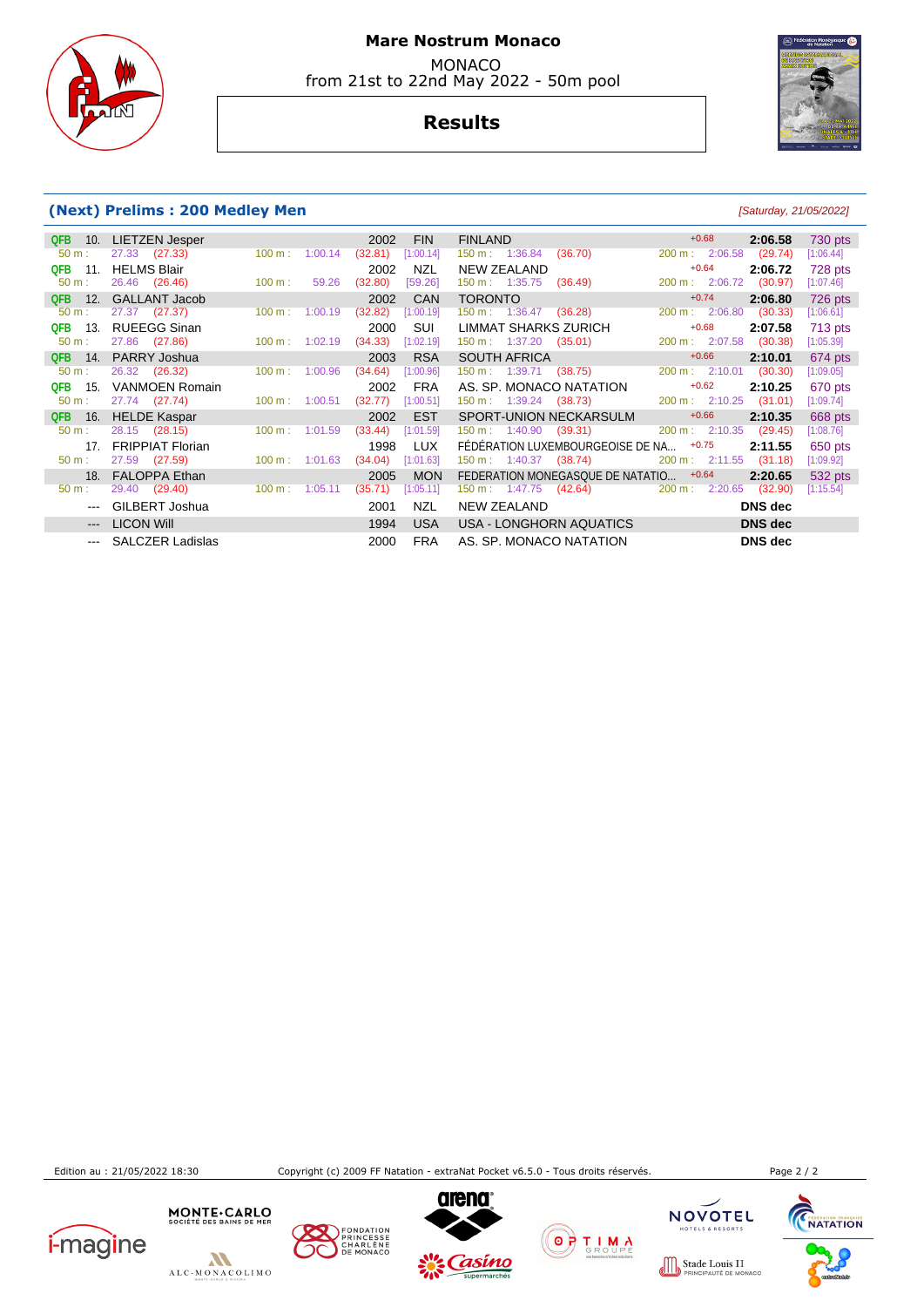**Mare Nostrum Monaco**

MONACO
from 21st to 22nd May 2022 - 50m pool

# Results

## (Next) Prelims : 200 Medley Men

*[Saturday, 21/05/2022]*

| | Rank | Name | Year | Nat | Club | RT | Time | Points |
|---|---|---|---|---|---|---|---|---|
| QFB | 10. | LIETZEN Jesper | 2002 | FIN | FINLAND | +0.68 | 2:06.58 | 730 pts |
| | | 50 m : 27.33 (27.33) | 100 m : 1:00.14 (32.81) [1:00.14] | | 150 m : 1:36.84 (36.70) | | 200 m : 2:06.58 (29.74) | [1:06.44] |
| QFB | 11. | HELMS Blair | 2002 | NZL | NEW ZEALAND | +0.64 | 2:06.72 | 728 pts |
| | | 50 m : 26.46 (26.46) | 100 m : 59.26 (32.80) [59.26] | | 150 m : 1:35.75 (36.49) | | 200 m : 2:06.72 (30.97) | [1:07.46] |
| QFB | 12. | GALLANT Jacob | 2002 | CAN | TORONTO | +0.74 | 2:06.80 | 726 pts |
| | | 50 m : 27.37 (27.37) | 100 m : 1:00.19 (32.82) [1:00.19] | | 150 m : 1:36.47 (36.28) | | 200 m : 2:06.80 (30.33) | [1:06.61] |
| QFB | 13. | RUEEGG Sinan | 2000 | SUI | LIMMAT SHARKS ZURICH | +0.68 | 2:07.58 | 713 pts |
| | | 50 m : 27.86 (27.86) | 100 m : 1:02.19 (34.33) [1:02.19] | | 150 m : 1:37.20 (35.01) | | 200 m : 2:07.58 (30.38) | [1:05.39] |
| QFB | 14. | PARRY Joshua | 2003 | RSA | SOUTH AFRICA | +0.66 | 2:10.01 | 674 pts |
| | | 50 m : 26.32 (26.32) | 100 m : 1:00.96 (34.64) [1:00.96] | | 150 m : 1:39.71 (38.75) | | 200 m : 2:10.01 (30.30) | [1:09.05] |
| QFB | 15. | VANMOEN Romain | 2002 | FRA | AS. SP. MONACO NATATION | +0.62 | 2:10.25 | 670 pts |
| | | 50 m : 27.74 (27.74) | 100 m : 1:00.51 (32.77) [1:00.51] | | 150 m : 1:39.24 (38.73) | | 200 m : 2:10.25 (31.01) | [1:09.74] |
| QFB | 16. | HELDE Kaspar | 2002 | EST | SPORT-UNION NECKARSULM | +0.66 | 2:10.35 | 668 pts |
| | | 50 m : 28.15 (28.15) | 100 m : 1:01.59 (33.44) [1:01.59] | | 150 m : 1:40.90 (39.31) | | 200 m : 2:10.35 (29.45) | [1:08.76] |
| | 17. | FRIPPIAT Florian | 1998 | LUX | FÉDÉRATION LUXEMBOURGEOISE DE NA... | +0.75 | 2:11.55 | 650 pts |
| | | 50 m : 27.59 (27.59) | 100 m : 1:01.63 (34.04) [1:01.63] | | 150 m : 1:40.37 (38.74) | | 200 m : 2:11.55 (31.18) | [1:09.92] |
| | 18. | FALOPPA Ethan | 2005 | MON | FEDERATION MONEGASQUE DE NATATIO... | +0.64 | 2:20.65 | 532 pts |
| | | 50 m : 29.40 (29.40) | 100 m : 1:05.11 (35.71) [1:05.11] | | 150 m : 1:47.75 (42.64) | | 200 m : 2:20.65 (32.90) | [1:15.54] |
| | --- | GILBERT Joshua | 2001 | NZL | NEW ZEALAND | | DNS dec | |
| | --- | LICON Will | 1994 | USA | USA - LONGHORN AQUATICS | | DNS dec | |
| | --- | SALCZER Ladislas | 2000 | FRA | AS. SP. MONACO NATATION | | DNS dec | |

Edition au : 21/05/2022 18:30

Copyright (c) 2009 FF Natation - extraNat Pocket v6.5.0 - Tous droits réservés.